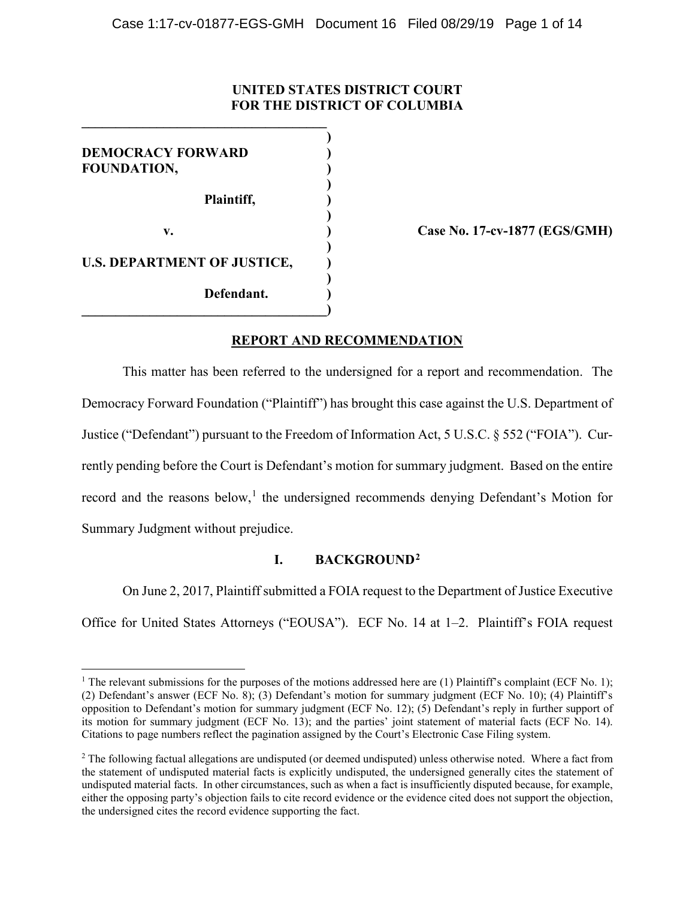**UNITED STATES DISTRICT COURT**
**FOR THE DISTRICT OF COLUMBIA**

| | |
|---|---|
| **DEMOCRACY FORWARD FOUNDATION,** <br><br> **Plaintiff,** <br><br> **v.** <br><br> **U.S. DEPARTMENT OF JUSTICE,** <br><br> **Defendant.** | **Case No. 17-cv-1877 (EGS/GMH)** |

## REPORT AND RECOMMENDATION

This matter has been referred to the undersigned for a report and recommendation. The Democracy Forward Foundation ("Plaintiff") has brought this case against the U.S. Department of Justice ("Defendant") pursuant to the Freedom of Information Act, 5 U.S.C. § 552 ("FOIA"). Currently pending before the Court is Defendant's motion for summary judgment. Based on the entire record and the reasons below,[1] the undersigned recommends denying Defendant's Motion for Summary Judgment without prejudice.

## I. BACKGROUND[2]

On June 2, 2017, Plaintiff submitted a FOIA request to the Department of Justice Executive Office for United States Attorneys ("EOUSA"). ECF No. 14 at 1–2. Plaintiff's FOIA request

[1] The relevant submissions for the purposes of the motions addressed here are (1) Plaintiff's complaint (ECF No. 1); (2) Defendant's answer (ECF No. 8); (3) Defendant's motion for summary judgment (ECF No. 10); (4) Plaintiff's opposition to Defendant's motion for summary judgment (ECF No. 12); (5) Defendant's reply in further support of its motion for summary judgment (ECF No. 13); and the parties' joint statement of material facts (ECF No. 14). Citations to page numbers reflect the pagination assigned by the Court's Electronic Case Filing system.

[2] The following factual allegations are undisputed (or deemed undisputed) unless otherwise noted. Where a fact from the statement of undisputed material facts is explicitly undisputed, the undersigned generally cites the statement of undisputed material facts. In other circumstances, such as when a fact is insufficiently disputed because, for example, either the opposing party's objection fails to cite record evidence or the evidence cited does not support the objection, the undersigned cites the record evidence supporting the fact.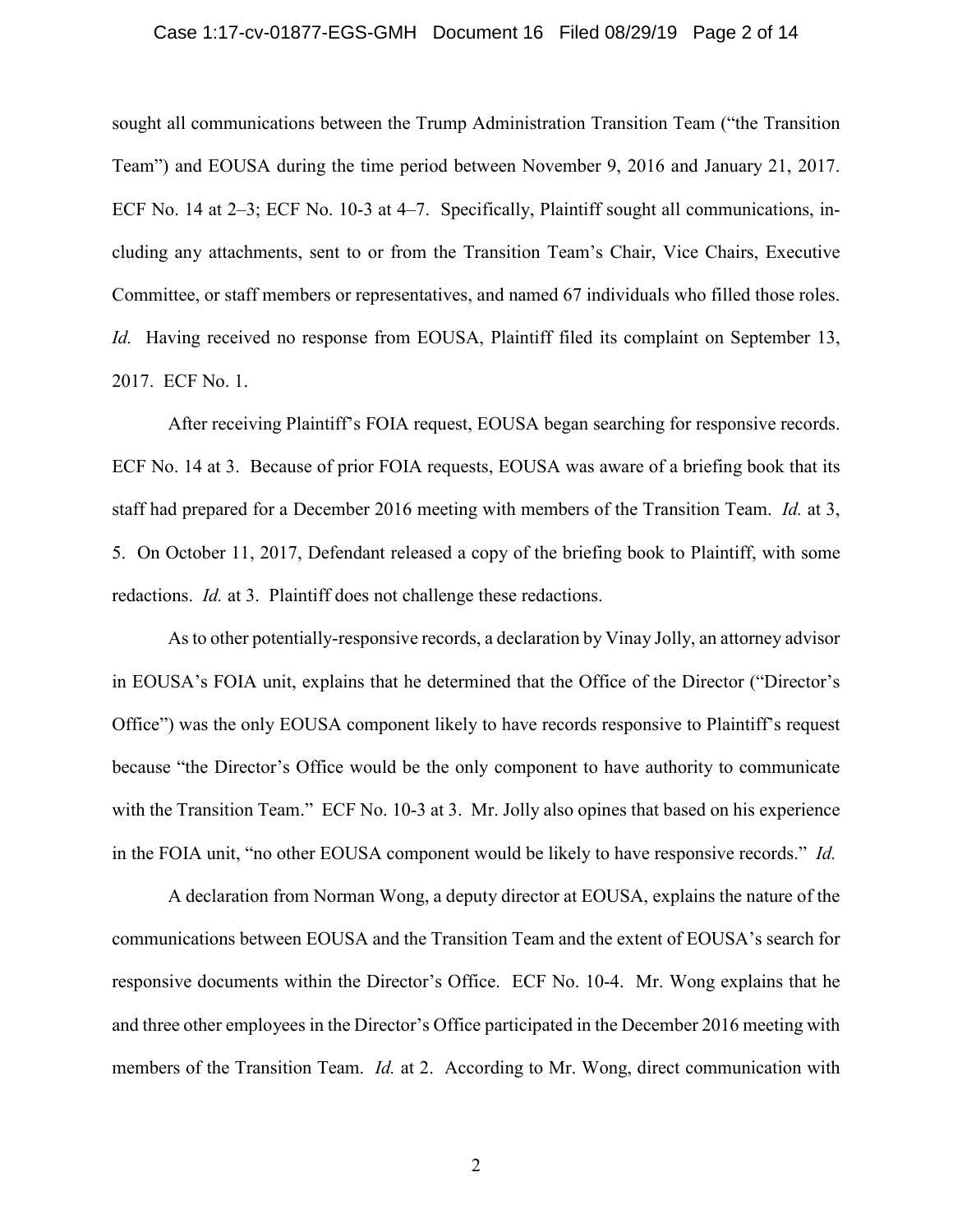sought all communications between the Trump Administration Transition Team ("the Transition Team") and EOUSA during the time period between November 9, 2016 and January 21, 2017. ECF No. 14 at 2–3; ECF No. 10-3 at 4–7. Specifically, Plaintiff sought all communications, including any attachments, sent to or from the Transition Team's Chair, Vice Chairs, Executive Committee, or staff members or representatives, and named 67 individuals who filled those roles. *Id.* Having received no response from EOUSA, Plaintiff filed its complaint on September 13, 2017. ECF No. 1.

After receiving Plaintiff's FOIA request, EOUSA began searching for responsive records. ECF No. 14 at 3. Because of prior FOIA requests, EOUSA was aware of a briefing book that its staff had prepared for a December 2016 meeting with members of the Transition Team. *Id.* at 3, 5. On October 11, 2017, Defendant released a copy of the briefing book to Plaintiff, with some redactions. *Id.* at 3. Plaintiff does not challenge these redactions.

As to other potentially-responsive records, a declaration by Vinay Jolly, an attorney advisor in EOUSA's FOIA unit, explains that he determined that the Office of the Director ("Director's Office") was the only EOUSA component likely to have records responsive to Plaintiff's request because "the Director's Office would be the only component to have authority to communicate with the Transition Team." ECF No. 10-3 at 3. Mr. Jolly also opines that based on his experience in the FOIA unit, "no other EOUSA component would be likely to have responsive records." *Id.*

A declaration from Norman Wong, a deputy director at EOUSA, explains the nature of the communications between EOUSA and the Transition Team and the extent of EOUSA's search for responsive documents within the Director's Office. ECF No. 10-4. Mr. Wong explains that he and three other employees in the Director's Office participated in the December 2016 meeting with members of the Transition Team. *Id.* at 2. According to Mr. Wong, direct communication with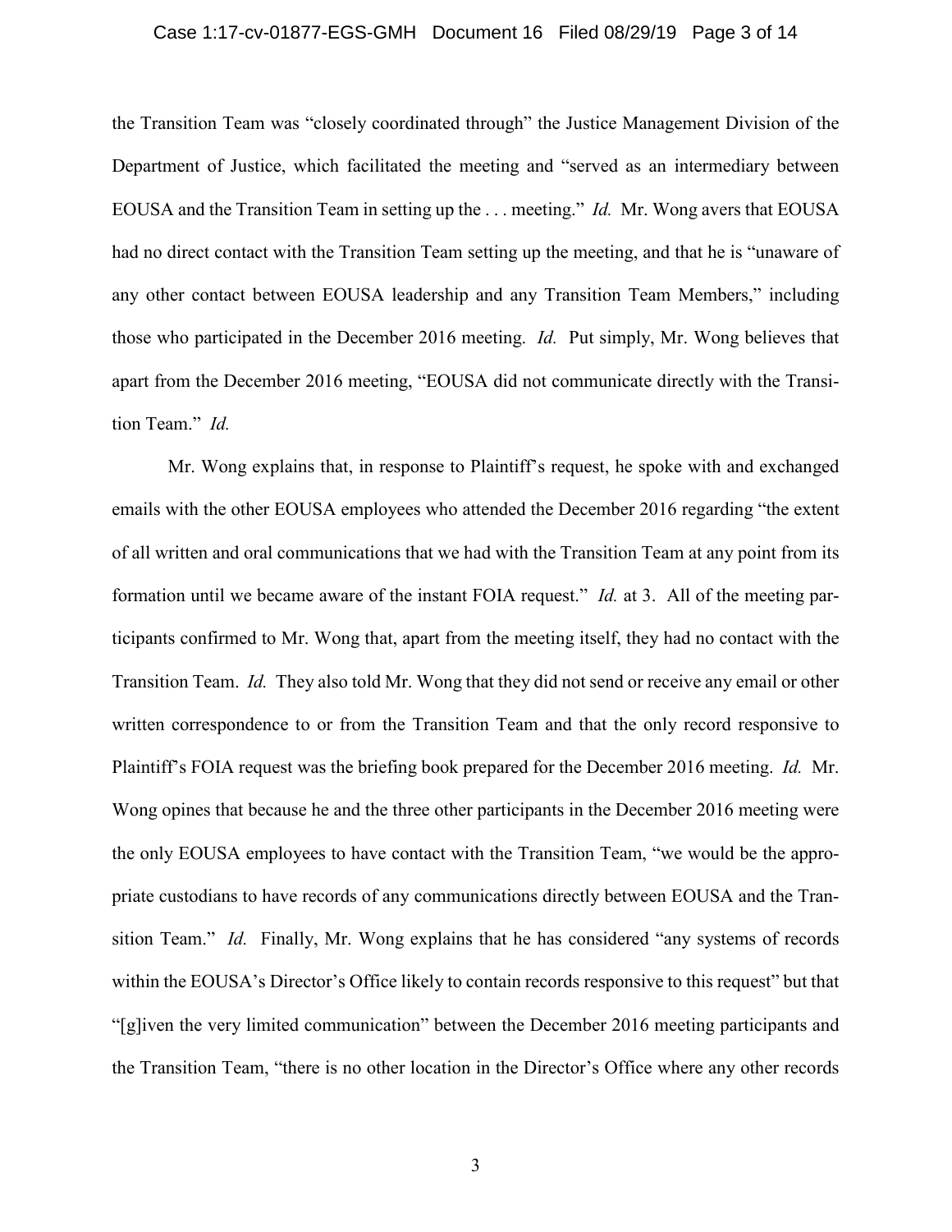the Transition Team was "closely coordinated through" the Justice Management Division of the Department of Justice, which facilitated the meeting and "served as an intermediary between EOUSA and the Transition Team in setting up the . . . meeting." *Id.* Mr. Wong avers that EOUSA had no direct contact with the Transition Team setting up the meeting, and that he is "unaware of any other contact between EOUSA leadership and any Transition Team Members," including those who participated in the December 2016 meeting. *Id.* Put simply, Mr. Wong believes that apart from the December 2016 meeting, "EOUSA did not communicate directly with the Transition Team." *Id.*

Mr. Wong explains that, in response to Plaintiff's request, he spoke with and exchanged emails with the other EOUSA employees who attended the December 2016 regarding "the extent of all written and oral communications that we had with the Transition Team at any point from its formation until we became aware of the instant FOIA request." *Id.* at 3. All of the meeting participants confirmed to Mr. Wong that, apart from the meeting itself, they had no contact with the Transition Team. *Id.* They also told Mr. Wong that they did not send or receive any email or other written correspondence to or from the Transition Team and that the only record responsive to Plaintiff's FOIA request was the briefing book prepared for the December 2016 meeting. *Id.* Mr. Wong opines that because he and the three other participants in the December 2016 meeting were the only EOUSA employees to have contact with the Transition Team, "we would be the appropriate custodians to have records of any communications directly between EOUSA and the Transition Team." *Id.* Finally, Mr. Wong explains that he has considered "any systems of records within the EOUSA's Director's Office likely to contain records responsive to this request" but that "[g]iven the very limited communication" between the December 2016 meeting participants and the Transition Team, "there is no other location in the Director's Office where any other records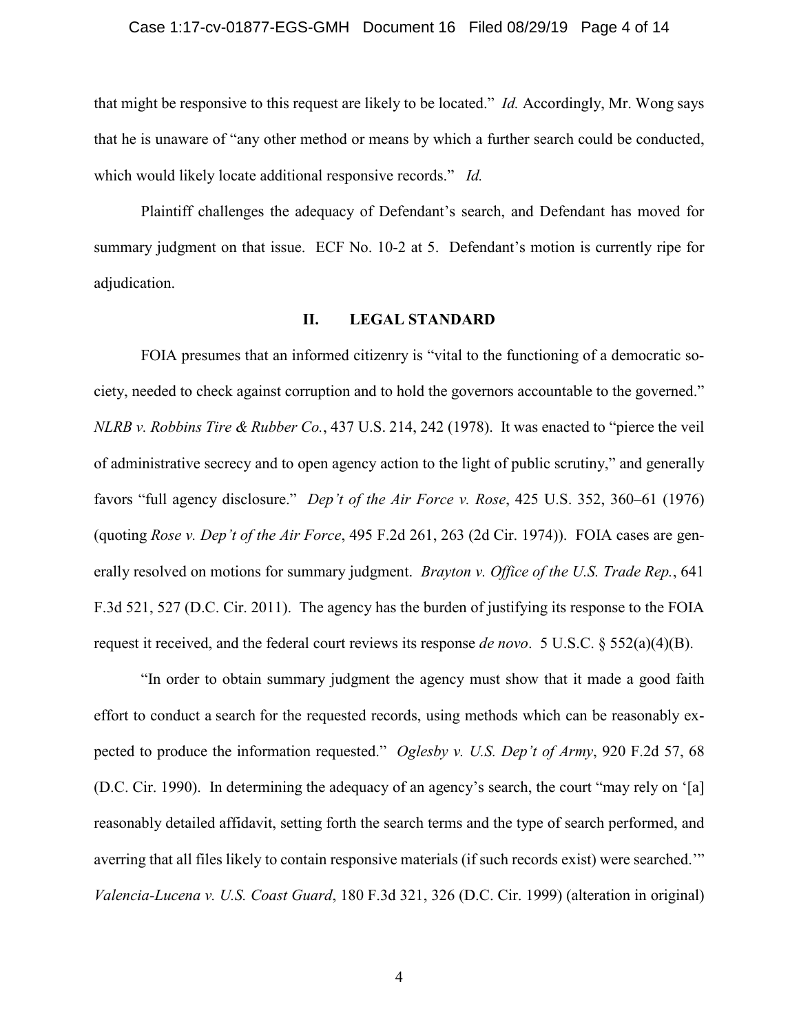that might be responsive to this request are likely to be located." *Id.* Accordingly, Mr. Wong says that he is unaware of "any other method or means by which a further search could be conducted, which would likely locate additional responsive records." *Id.*

Plaintiff challenges the adequacy of Defendant's search, and Defendant has moved for summary judgment on that issue. ECF No. 10-2 at 5. Defendant's motion is currently ripe for adjudication.

## II. LEGAL STANDARD

FOIA presumes that an informed citizenry is "vital to the functioning of a democratic society, needed to check against corruption and to hold the governors accountable to the governed." *NLRB v. Robbins Tire & Rubber Co.*, 437 U.S. 214, 242 (1978). It was enacted to "pierce the veil of administrative secrecy and to open agency action to the light of public scrutiny," and generally favors "full agency disclosure." *Dep't of the Air Force v. Rose*, 425 U.S. 352, 360–61 (1976) (quoting *Rose v. Dep't of the Air Force*, 495 F.2d 261, 263 (2d Cir. 1974)). FOIA cases are generally resolved on motions for summary judgment. *Brayton v. Office of the U.S. Trade Rep.*, 641 F.3d 521, 527 (D.C. Cir. 2011). The agency has the burden of justifying its response to the FOIA request it received, and the federal court reviews its response *de novo*. 5 U.S.C. § 552(a)(4)(B).

"In order to obtain summary judgment the agency must show that it made a good faith effort to conduct a search for the requested records, using methods which can be reasonably expected to produce the information requested." *Oglesby v. U.S. Dep't of Army*, 920 F.2d 57, 68 (D.C. Cir. 1990). In determining the adequacy of an agency's search, the court "may rely on '[a] reasonably detailed affidavit, setting forth the search terms and the type of search performed, and averring that all files likely to contain responsive materials (if such records exist) were searched.'" *Valencia-Lucena v. U.S. Coast Guard*, 180 F.3d 321, 326 (D.C. Cir. 1999) (alteration in original)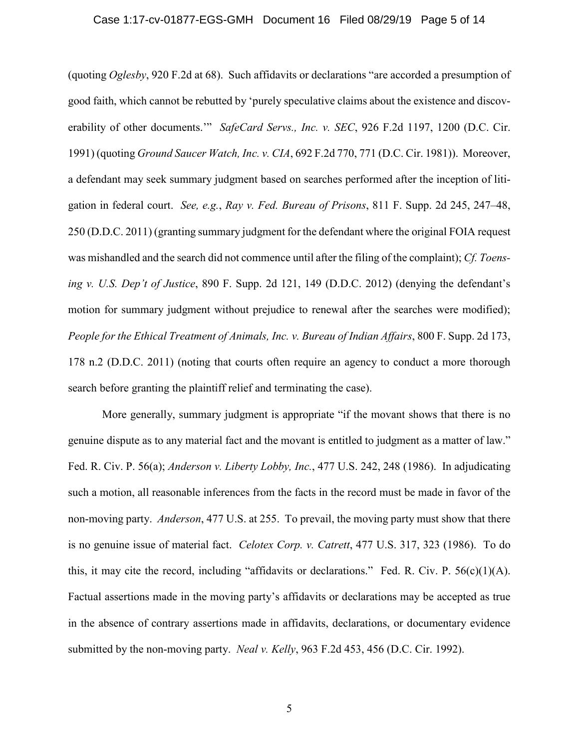(quoting *Oglesby*, 920 F.2d at 68). Such affidavits or declarations "are accorded a presumption of good faith, which cannot be rebutted by 'purely speculative claims about the existence and discoverability of other documents.'" *SafeCard Servs., Inc. v. SEC*, 926 F.2d 1197, 1200 (D.C. Cir. 1991) (quoting *Ground Saucer Watch, Inc. v. CIA*, 692 F.2d 770, 771 (D.C. Cir. 1981)). Moreover, a defendant may seek summary judgment based on searches performed after the inception of litigation in federal court. *See, e.g.*, *Ray v. Fed. Bureau of Prisons*, 811 F. Supp. 2d 245, 247–48, 250 (D.D.C. 2011) (granting summary judgment for the defendant where the original FOIA request was mishandled and the search did not commence until after the filing of the complaint); *Cf. Toensing v. U.S. Dep't of Justice*, 890 F. Supp. 2d 121, 149 (D.D.C. 2012) (denying the defendant's motion for summary judgment without prejudice to renewal after the searches were modified); *People for the Ethical Treatment of Animals, Inc. v. Bureau of Indian Affairs*, 800 F. Supp. 2d 173, 178 n.2 (D.D.C. 2011) (noting that courts often require an agency to conduct a more thorough search before granting the plaintiff relief and terminating the case).

More generally, summary judgment is appropriate "if the movant shows that there is no genuine dispute as to any material fact and the movant is entitled to judgment as a matter of law." Fed. R. Civ. P. 56(a); *Anderson v. Liberty Lobby, Inc.*, 477 U.S. 242, 248 (1986). In adjudicating such a motion, all reasonable inferences from the facts in the record must be made in favor of the non-moving party. *Anderson*, 477 U.S. at 255. To prevail, the moving party must show that there is no genuine issue of material fact. *Celotex Corp. v. Catrett*, 477 U.S. 317, 323 (1986). To do this, it may cite the record, including "affidavits or declarations." Fed. R. Civ. P. 56(c)(1)(A). Factual assertions made in the moving party's affidavits or declarations may be accepted as true in the absence of contrary assertions made in affidavits, declarations, or documentary evidence submitted by the non-moving party. *Neal v. Kelly*, 963 F.2d 453, 456 (D.C. Cir. 1992).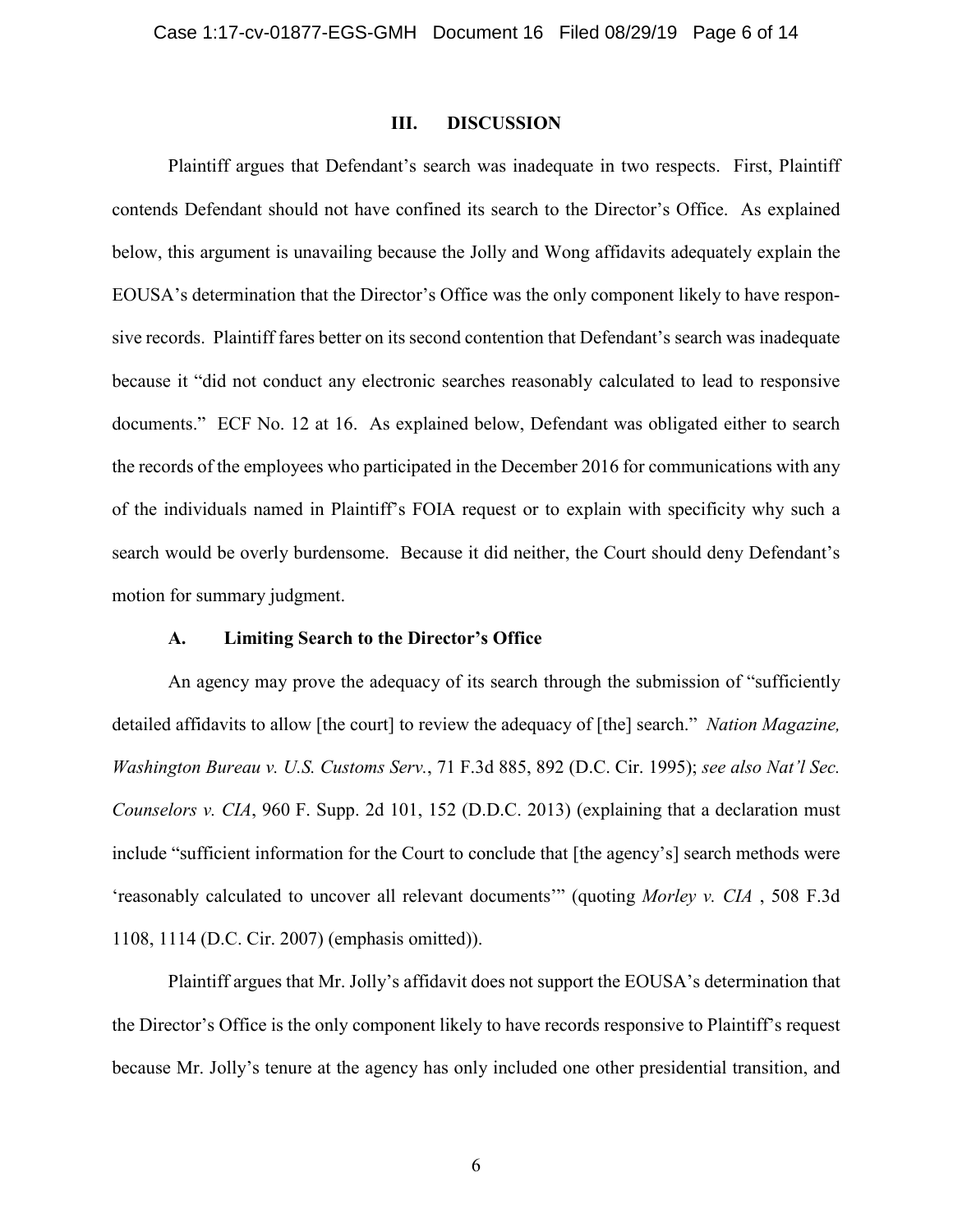## III. DISCUSSION

Plaintiff argues that Defendant's search was inadequate in two respects. First, Plaintiff contends Defendant should not have confined its search to the Director's Office. As explained below, this argument is unavailing because the Jolly and Wong affidavits adequately explain the EOUSA's determination that the Director's Office was the only component likely to have responsive records. Plaintiff fares better on its second contention that Defendant's search was inadequate because it "did not conduct any electronic searches reasonably calculated to lead to responsive documents." ECF No. 12 at 16. As explained below, Defendant was obligated either to search the records of the employees who participated in the December 2016 for communications with any of the individuals named in Plaintiff's FOIA request or to explain with specificity why such a search would be overly burdensome. Because it did neither, the Court should deny Defendant's motion for summary judgment.

### A. Limiting Search to the Director's Office

An agency may prove the adequacy of its search through the submission of "sufficiently detailed affidavits to allow [the court] to review the adequacy of [the] search." *Nation Magazine, Washington Bureau v. U.S. Customs Serv.*, 71 F.3d 885, 892 (D.C. Cir. 1995); *see also Nat'l Sec. Counselors v. CIA*, 960 F. Supp. 2d 101, 152 (D.D.C. 2013) (explaining that a declaration must include "sufficient information for the Court to conclude that [the agency's] search methods were 'reasonably calculated to uncover all relevant documents'" (quoting *Morley v. CIA* , 508 F.3d 1108, 1114 (D.C. Cir. 2007) (emphasis omitted)).

Plaintiff argues that Mr. Jolly's affidavit does not support the EOUSA's determination that the Director's Office is the only component likely to have records responsive to Plaintiff's request because Mr. Jolly's tenure at the agency has only included one other presidential transition, and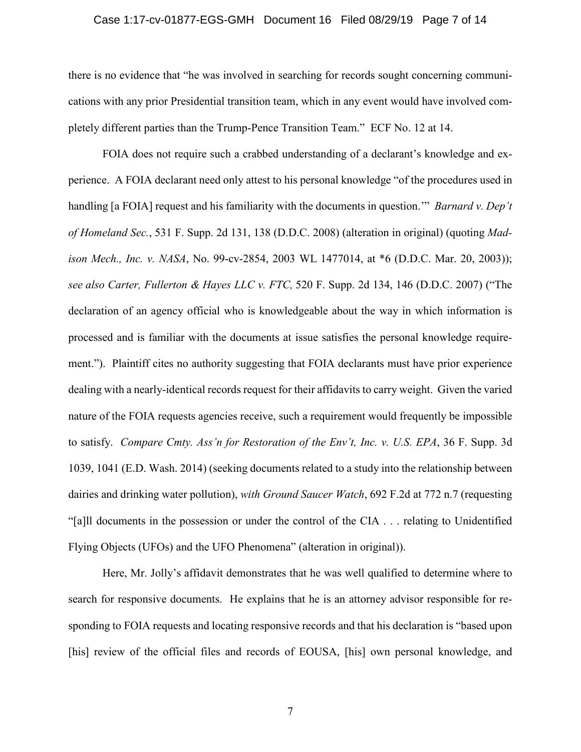there is no evidence that "he was involved in searching for records sought concerning communications with any prior Presidential transition team, which in any event would have involved completely different parties than the Trump-Pence Transition Team." ECF No. 12 at 14.

FOIA does not require such a crabbed understanding of a declarant's knowledge and experience. A FOIA declarant need only attest to his personal knowledge "of the procedures used in handling [a FOIA] request and his familiarity with the documents in question.'" *Barnard v. Dep't of Homeland Sec.*, 531 F. Supp. 2d 131, 138 (D.D.C. 2008) (alteration in original) (quoting *Madison Mech., Inc. v. NASA*, No. 99-cv-2854, 2003 WL 1477014, at *6 (D.D.C. Mar. 20, 2003)); *see also Carter, Fullerton & Hayes LLC v. FTC,* 520 F. Supp. 2d 134, 146 (D.D.C. 2007) ("The declaration of an agency official who is knowledgeable about the way in which information is processed and is familiar with the documents at issue satisfies the personal knowledge requirement."). Plaintiff cites no authority suggesting that FOIA declarants must have prior experience dealing with a nearly-identical records request for their affidavits to carry weight. Given the varied nature of the FOIA requests agencies receive, such a requirement would frequently be impossible to satisfy. *Compare Cmty. Ass'n for Restoration of the Env't, Inc. v. U.S. EPA*, 36 F. Supp. 3d 1039, 1041 (E.D. Wash. 2014) (seeking documents related to a study into the relationship between dairies and drinking water pollution), *with Ground Saucer Watch*, 692 F.2d at 772 n.7 (requesting "[a]ll documents in the possession or under the control of the CIA . . . relating to Unidentified Flying Objects (UFOs) and the UFO Phenomena" (alteration in original)).

Here, Mr. Jolly's affidavit demonstrates that he was well qualified to determine where to search for responsive documents. He explains that he is an attorney advisor responsible for responding to FOIA requests and locating responsive records and that his declaration is "based upon [his] review of the official files and records of EOUSA, [his] own personal knowledge, and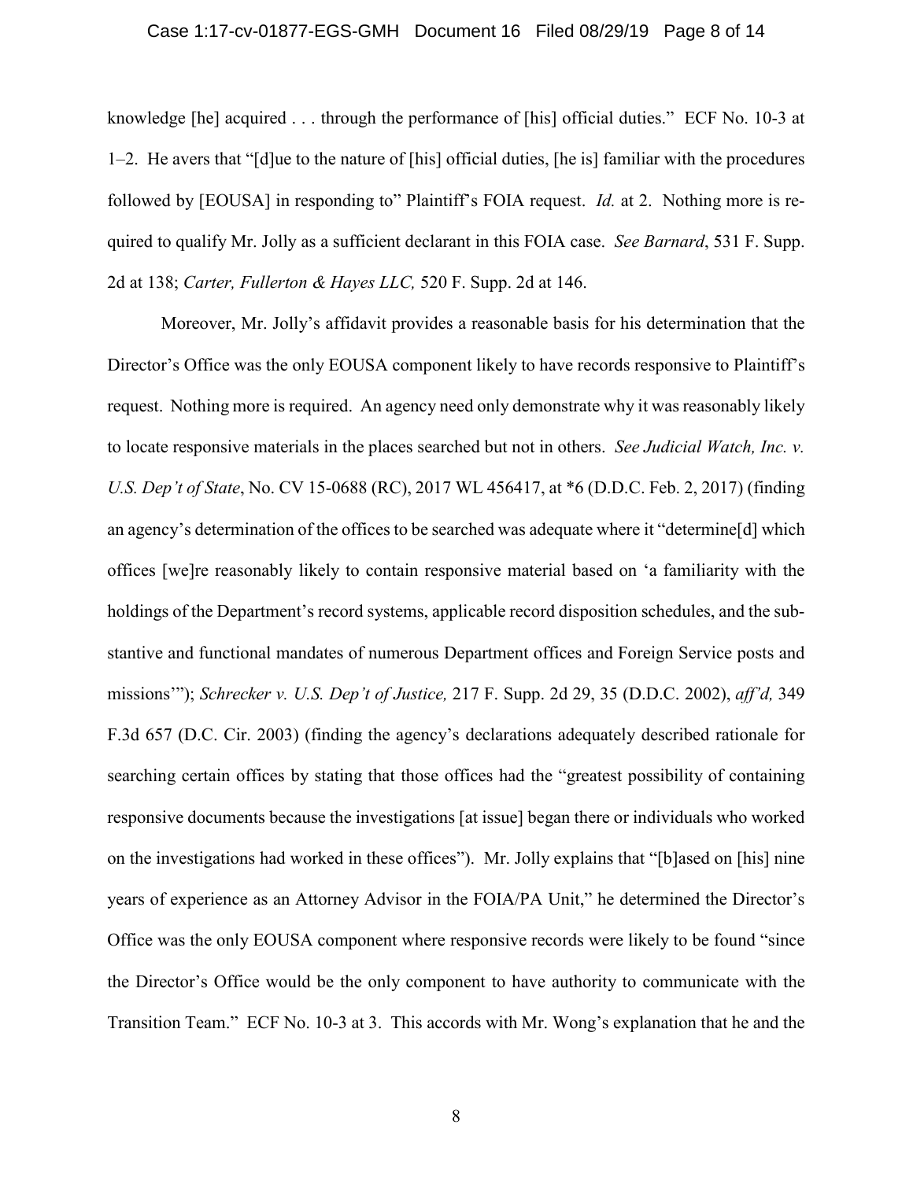knowledge [he] acquired . . . through the performance of [his] official duties." ECF No. 10-3 at 1–2. He avers that "[d]ue to the nature of [his] official duties, [he is] familiar with the procedures followed by [EOUSA] in responding to" Plaintiff's FOIA request. *Id.* at 2. Nothing more is required to qualify Mr. Jolly as a sufficient declarant in this FOIA case. *See Barnard*, 531 F. Supp. 2d at 138; *Carter, Fullerton & Hayes LLC,* 520 F. Supp. 2d at 146.

Moreover, Mr. Jolly's affidavit provides a reasonable basis for his determination that the Director's Office was the only EOUSA component likely to have records responsive to Plaintiff's request. Nothing more is required. An agency need only demonstrate why it was reasonably likely to locate responsive materials in the places searched but not in others. *See Judicial Watch, Inc. v. U.S. Dep't of State*, No. CV 15-0688 (RC), 2017 WL 456417, at *6 (D.D.C. Feb. 2, 2017) (finding an agency's determination of the offices to be searched was adequate where it "determine[d] which offices [we]re reasonably likely to contain responsive material based on 'a familiarity with the holdings of the Department's record systems, applicable record disposition schedules, and the substantive and functional mandates of numerous Department offices and Foreign Service posts and missions'"); *Schrecker v. U.S. Dep't of Justice,* 217 F. Supp. 2d 29, 35 (D.D.C. 2002), *aff'd,* 349 F.3d 657 (D.C. Cir. 2003) (finding the agency's declarations adequately described rationale for searching certain offices by stating that those offices had the "greatest possibility of containing responsive documents because the investigations [at issue] began there or individuals who worked on the investigations had worked in these offices"). Mr. Jolly explains that "[b]ased on [his] nine years of experience as an Attorney Advisor in the FOIA/PA Unit," he determined the Director's Office was the only EOUSA component where responsive records were likely to be found "since the Director's Office would be the only component to have authority to communicate with the Transition Team." ECF No. 10-3 at 3. This accords with Mr. Wong's explanation that he and the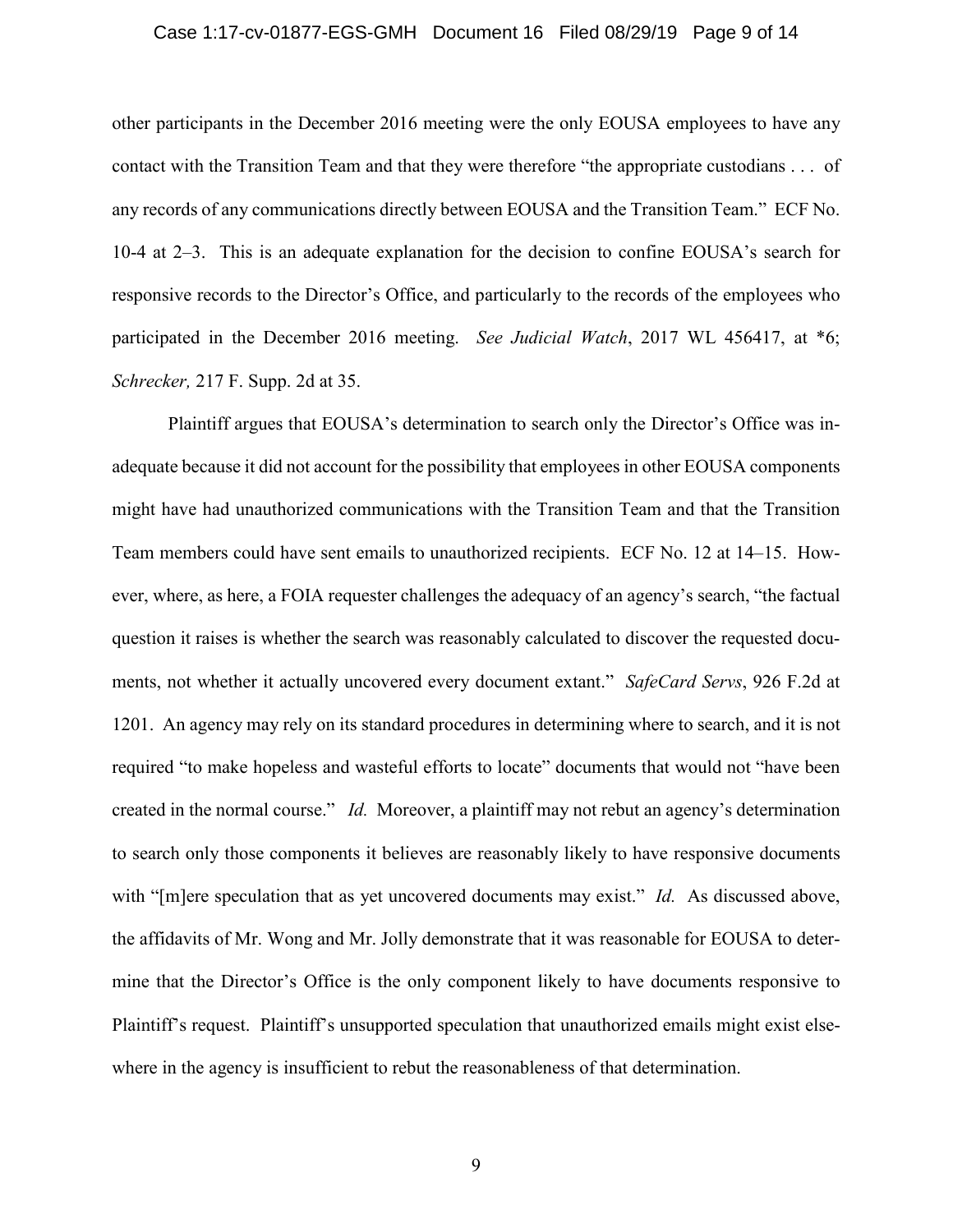other participants in the December 2016 meeting were the only EOUSA employees to have any contact with the Transition Team and that they were therefore "the appropriate custodians . . . of any records of any communications directly between EOUSA and the Transition Team." ECF No. 10-4 at 2–3. This is an adequate explanation for the decision to confine EOUSA's search for responsive records to the Director's Office, and particularly to the records of the employees who participated in the December 2016 meeting. *See Judicial Watch*, 2017 WL 456417, at *6; *Schrecker,* 217 F. Supp. 2d at 35.

Plaintiff argues that EOUSA's determination to search only the Director's Office was inadequate because it did not account for the possibility that employees in other EOUSA components might have had unauthorized communications with the Transition Team and that the Transition Team members could have sent emails to unauthorized recipients. ECF No. 12 at 14–15. However, where, as here, a FOIA requester challenges the adequacy of an agency's search, "the factual question it raises is whether the search was reasonably calculated to discover the requested documents, not whether it actually uncovered every document extant." *SafeCard Servs*, 926 F.2d at 1201. An agency may rely on its standard procedures in determining where to search, and it is not required "to make hopeless and wasteful efforts to locate" documents that would not "have been created in the normal course." *Id.* Moreover, a plaintiff may not rebut an agency's determination to search only those components it believes are reasonably likely to have responsive documents with "[m]ere speculation that as yet uncovered documents may exist." *Id.* As discussed above, the affidavits of Mr. Wong and Mr. Jolly demonstrate that it was reasonable for EOUSA to determine that the Director's Office is the only component likely to have documents responsive to Plaintiff's request. Plaintiff's unsupported speculation that unauthorized emails might exist elsewhere in the agency is insufficient to rebut the reasonableness of that determination.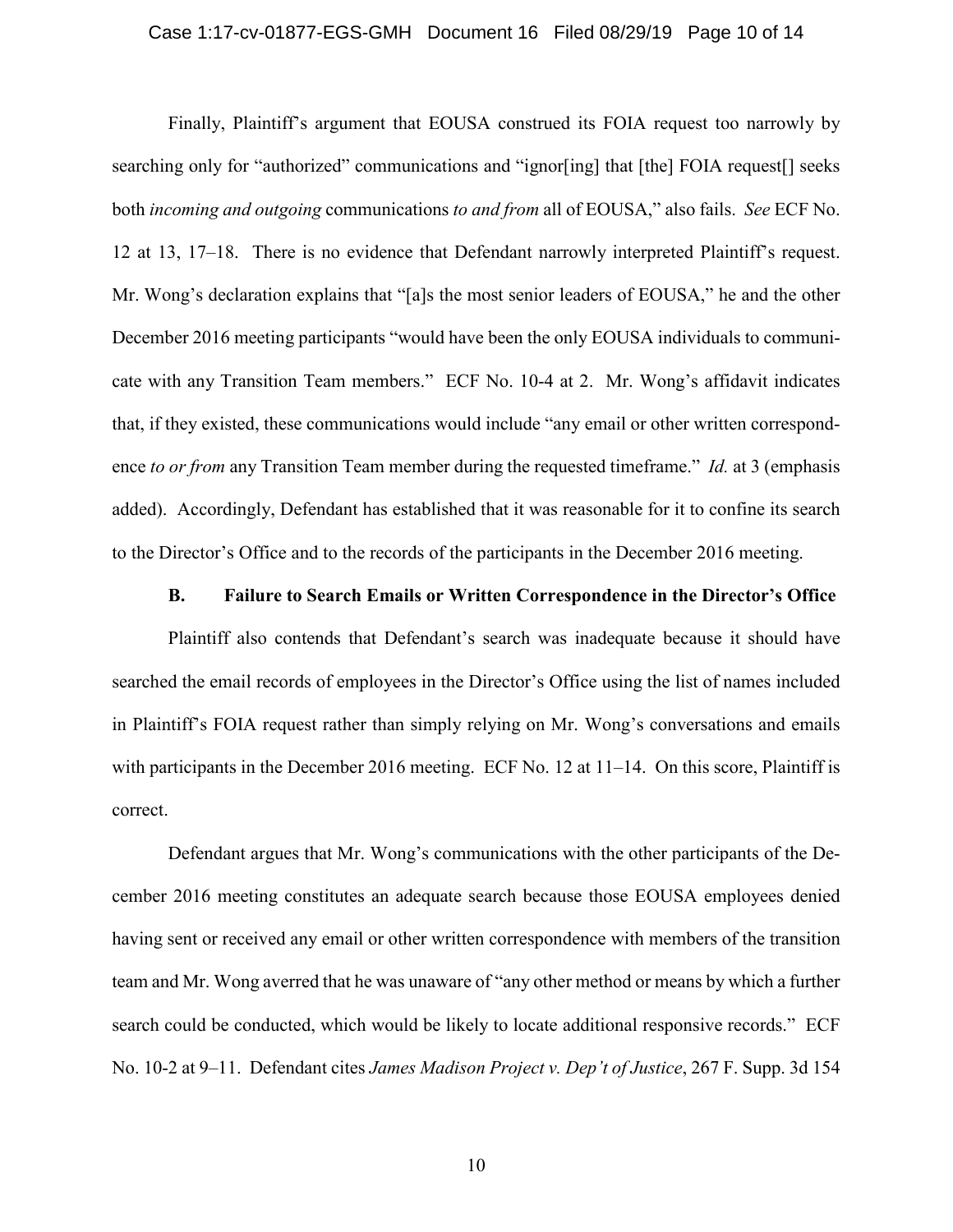Finally, Plaintiff's argument that EOUSA construed its FOIA request too narrowly by searching only for "authorized" communications and "ignor[ing] that [the] FOIA request[] seeks both *incoming and outgoing* communications *to and from* all of EOUSA," also fails. *See* ECF No. 12 at 13, 17–18. There is no evidence that Defendant narrowly interpreted Plaintiff's request. Mr. Wong's declaration explains that "[a]s the most senior leaders of EOUSA," he and the other December 2016 meeting participants "would have been the only EOUSA individuals to communicate with any Transition Team members." ECF No. 10-4 at 2. Mr. Wong's affidavit indicates that, if they existed, these communications would include "any email or other written correspondence *to or from* any Transition Team member during the requested timeframe." *Id.* at 3 (emphasis added). Accordingly, Defendant has established that it was reasonable for it to confine its search to the Director's Office and to the records of the participants in the December 2016 meeting.

### B. Failure to Search Emails or Written Correspondence in the Director's Office

Plaintiff also contends that Defendant's search was inadequate because it should have searched the email records of employees in the Director's Office using the list of names included in Plaintiff's FOIA request rather than simply relying on Mr. Wong's conversations and emails with participants in the December 2016 meeting. ECF No. 12 at 11–14. On this score, Plaintiff is correct.

Defendant argues that Mr. Wong's communications with the other participants of the December 2016 meeting constitutes an adequate search because those EOUSA employees denied having sent or received any email or other written correspondence with members of the transition team and Mr. Wong averred that he was unaware of "any other method or means by which a further search could be conducted, which would be likely to locate additional responsive records." ECF No. 10-2 at 9–11. Defendant cites *James Madison Project v. Dep't of Justice*, 267 F. Supp. 3d 154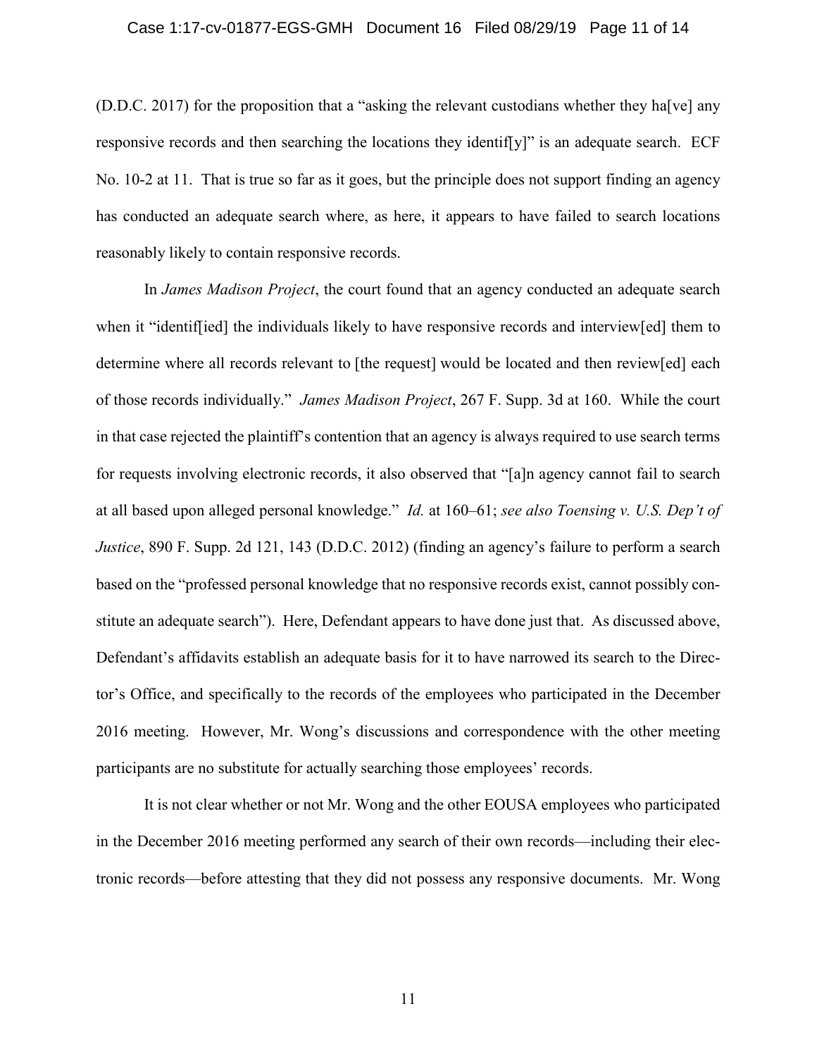(D.D.C. 2017) for the proposition that a "asking the relevant custodians whether they ha[ve] any responsive records and then searching the locations they identif[y]" is an adequate search. ECF No. 10-2 at 11. That is true so far as it goes, but the principle does not support finding an agency has conducted an adequate search where, as here, it appears to have failed to search locations reasonably likely to contain responsive records.

In *James Madison Project*, the court found that an agency conducted an adequate search when it "identif[ied] the individuals likely to have responsive records and interview[ed] them to determine where all records relevant to [the request] would be located and then review[ed] each of those records individually." *James Madison Project*, 267 F. Supp. 3d at 160. While the court in that case rejected the plaintiff's contention that an agency is always required to use search terms for requests involving electronic records, it also observed that "[a]n agency cannot fail to search at all based upon alleged personal knowledge." *Id.* at 160–61; *see also Toensing v. U.S. Dep't of Justice*, 890 F. Supp. 2d 121, 143 (D.D.C. 2012) (finding an agency's failure to perform a search based on the "professed personal knowledge that no responsive records exist, cannot possibly constitute an adequate search"). Here, Defendant appears to have done just that. As discussed above, Defendant's affidavits establish an adequate basis for it to have narrowed its search to the Director's Office, and specifically to the records of the employees who participated in the December 2016 meeting. However, Mr. Wong's discussions and correspondence with the other meeting participants are no substitute for actually searching those employees' records.

It is not clear whether or not Mr. Wong and the other EOUSA employees who participated in the December 2016 meeting performed any search of their own records—including their electronic records—before attesting that they did not possess any responsive documents. Mr. Wong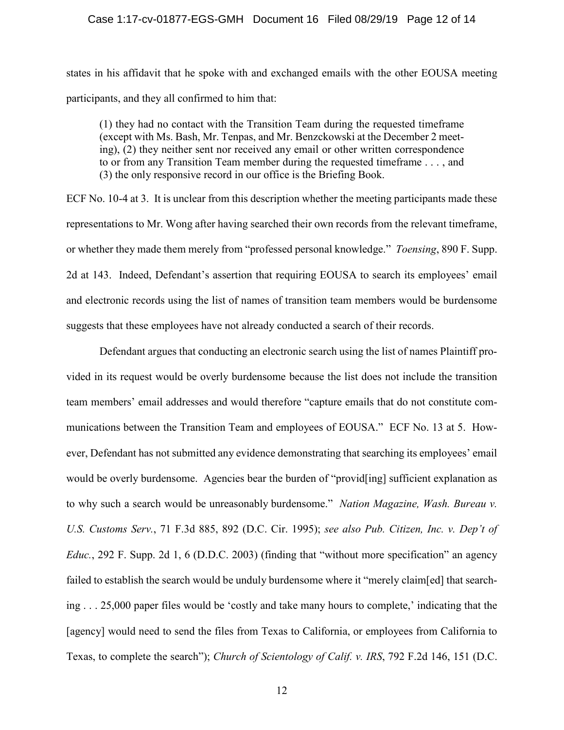states in his affidavit that he spoke with and exchanged emails with the other EOUSA meeting participants, and they all confirmed to him that:

> (1) they had no contact with the Transition Team during the requested timeframe (except with Ms. Bash, Mr. Tenpas, and Mr. Benzckowski at the December 2 meeting), (2) they neither sent nor received any email or other written correspondence to or from any Transition Team member during the requested timeframe . . . , and (3) the only responsive record in our office is the Briefing Book.

ECF No. 10-4 at 3. It is unclear from this description whether the meeting participants made these representations to Mr. Wong after having searched their own records from the relevant timeframe, or whether they made them merely from "professed personal knowledge." *Toensing*, 890 F. Supp. 2d at 143. Indeed, Defendant's assertion that requiring EOUSA to search its employees' email and electronic records using the list of names of transition team members would be burdensome suggests that these employees have not already conducted a search of their records.

Defendant argues that conducting an electronic search using the list of names Plaintiff provided in its request would be overly burdensome because the list does not include the transition team members' email addresses and would therefore "capture emails that do not constitute communications between the Transition Team and employees of EOUSA." ECF No. 13 at 5. However, Defendant has not submitted any evidence demonstrating that searching its employees' email would be overly burdensome. Agencies bear the burden of "provid[ing] sufficient explanation as to why such a search would be unreasonably burdensome." *Nation Magazine, Wash. Bureau v. U.S. Customs Serv.*, 71 F.3d 885, 892 (D.C. Cir. 1995); *see also Pub. Citizen, Inc. v. Dep't of Educ.*, 292 F. Supp. 2d 1, 6 (D.D.C. 2003) (finding that "without more specification" an agency failed to establish the search would be unduly burdensome where it "merely claim[ed] that searching . . . 25,000 paper files would be 'costly and take many hours to complete,' indicating that the [agency] would need to send the files from Texas to California, or employees from California to Texas, to complete the search"); *Church of Scientology of Calif. v. IRS*, 792 F.2d 146, 151 (D.C.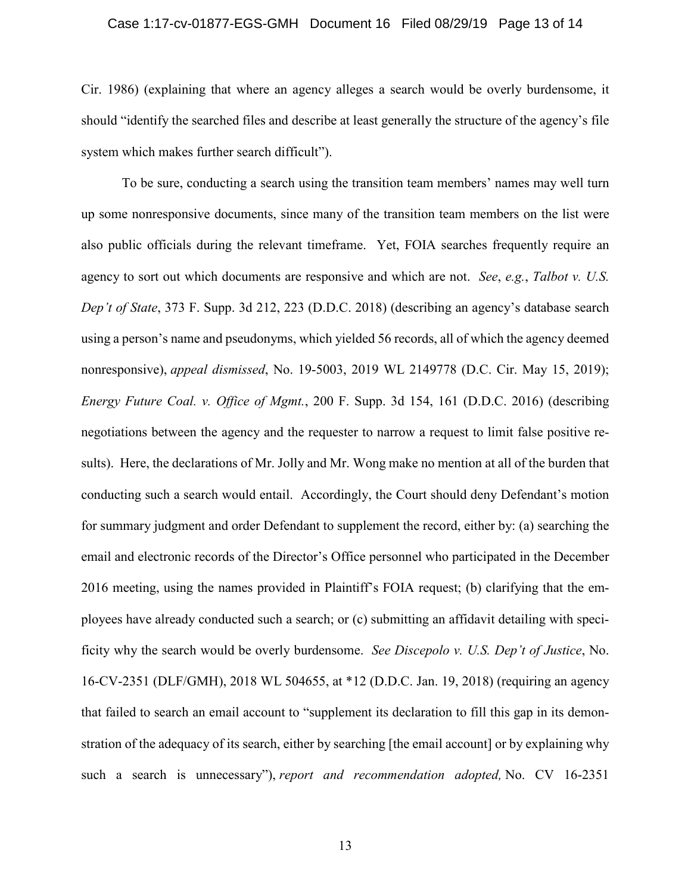Cir. 1986) (explaining that where an agency alleges a search would be overly burdensome, it should "identify the searched files and describe at least generally the structure of the agency's file system which makes further search difficult").

To be sure, conducting a search using the transition team members' names may well turn up some nonresponsive documents, since many of the transition team members on the list were also public officials during the relevant timeframe. Yet, FOIA searches frequently require an agency to sort out which documents are responsive and which are not. *See*, *e.g.*, *Talbot v. U.S. Dep't of State*, 373 F. Supp. 3d 212, 223 (D.D.C. 2018) (describing an agency's database search using a person's name and pseudonyms, which yielded 56 records, all of which the agency deemed nonresponsive), *appeal dismissed*, No. 19-5003, 2019 WL 2149778 (D.C. Cir. May 15, 2019); *Energy Future Coal. v. Office of Mgmt.*, 200 F. Supp. 3d 154, 161 (D.D.C. 2016) (describing negotiations between the agency and the requester to narrow a request to limit false positive results). Here, the declarations of Mr. Jolly and Mr. Wong make no mention at all of the burden that conducting such a search would entail. Accordingly, the Court should deny Defendant's motion for summary judgment and order Defendant to supplement the record, either by: (a) searching the email and electronic records of the Director's Office personnel who participated in the December 2016 meeting, using the names provided in Plaintiff's FOIA request; (b) clarifying that the employees have already conducted such a search; or (c) submitting an affidavit detailing with specificity why the search would be overly burdensome. *See Discepolo v. U.S. Dep't of Justice*, No. 16-CV-2351 (DLF/GMH), 2018 WL 504655, at *12 (D.D.C. Jan. 19, 2018) (requiring an agency that failed to search an email account to "supplement its declaration to fill this gap in its demonstration of the adequacy of its search, either by searching [the email account] or by explaining why such a search is unnecessary"), *report and recommendation adopted,* No. CV 16-2351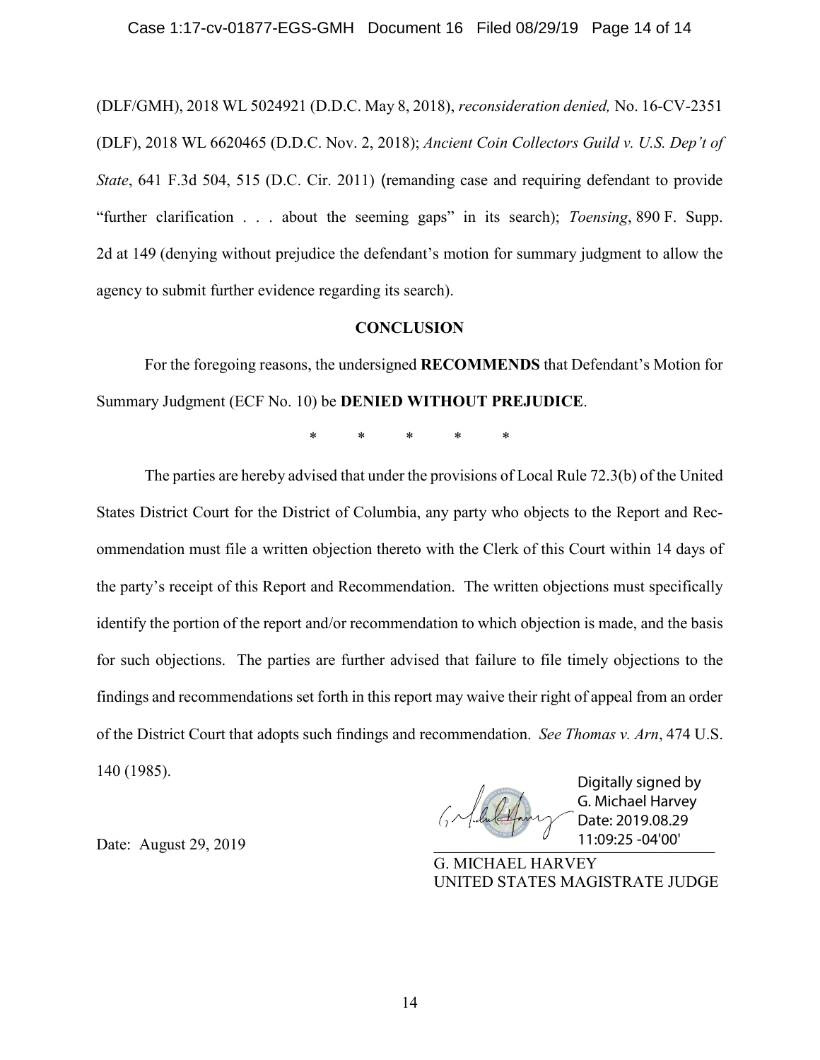(DLF/GMH), 2018 WL 5024921 (D.D.C. May 8, 2018), *reconsideration denied,* No. 16-CV-2351 (DLF), 2018 WL 6620465 (D.D.C. Nov. 2, 2018); *Ancient Coin Collectors Guild v. U.S. Dep't of State*, 641 F.3d 504, 515 (D.C. Cir. 2011) (remanding case and requiring defendant to provide "further clarification . . . about the seeming gaps" in its search); *Toensing*, 890 F. Supp. 2d at 149 (denying without prejudice the defendant's motion for summary judgment to allow the agency to submit further evidence regarding its search).

## CONCLUSION

For the foregoing reasons, the undersigned **RECOMMENDS** that Defendant's Motion for Summary Judgment (ECF No. 10) be **DENIED WITHOUT PREJUDICE**.

\* \* \* \* \*

The parties are hereby advised that under the provisions of Local Rule 72.3(b) of the United States District Court for the District of Columbia, any party who objects to the Report and Recommendation must file a written objection thereto with the Clerk of this Court within 14 days of the party's receipt of this Report and Recommendation. The written objections must specifically identify the portion of the report and/or recommendation to which objection is made, and the basis for such objections. The parties are further advised that failure to file timely objections to the findings and recommendations set forth in this report may waive their right of appeal from an order of the District Court that adopts such findings and recommendation. *See Thomas v. Arn*, 474 U.S. 140 (1985).

Digitally signed by G. Michael Harvey
Date: 2019.08.29 11:09:25 -04'00'

Date: August 29, 2019

G. MICHAEL HARVEY
UNITED STATES MAGISTRATE JUDGE